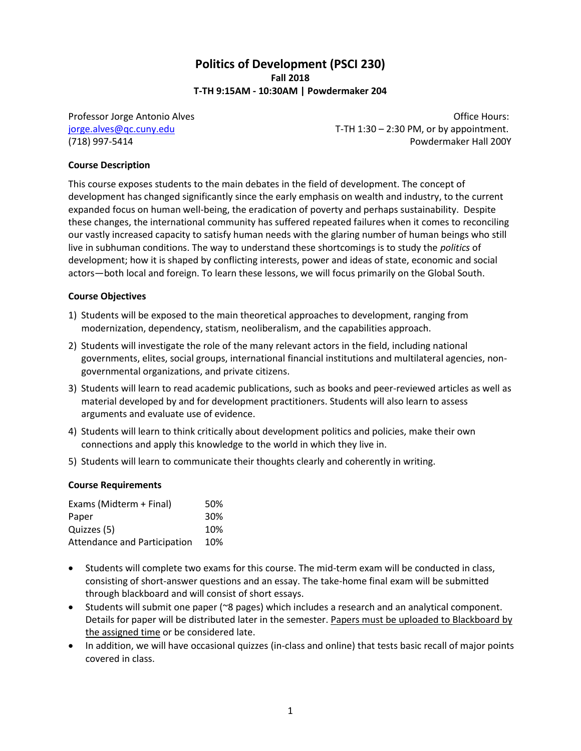# Politics of Development (PSCI 230)

**Fall 2018**

**T-TH 9:15AM - 10:30AM | Powdermaker 204**

Professor Jorge Antonio Alves
[jorge.alves@qc.cuny.edu](mailto:jorge.alves@qc.cuny.edu)
(718) 997-5414

Office Hours:
T-TH 1:30 – 2:30 PM, or by appointment.
Powdermaker Hall 200Y

### Course Description

This course exposes students to the main debates in the field of development. The concept of development has changed significantly since the early emphasis on wealth and industry, to the current expanded focus on human well-being, the eradication of poverty and perhaps sustainability. Despite these changes, the international community has suffered repeated failures when it comes to reconciling our vastly increased capacity to satisfy human needs with the glaring number of human beings who still live in subhuman conditions. The way to understand these shortcomings is to study the *politics* of development; how it is shaped by conflicting interests, power and ideas of state, economic and social actors—both local and foreign. To learn these lessons, we will focus primarily on the Global South.

### Course Objectives

1) Students will be exposed to the main theoretical approaches to development, ranging from modernization, dependency, statism, neoliberalism, and the capabilities approach.
2) Students will investigate the role of the many relevant actors in the field, including national governments, elites, social groups, international financial institutions and multilateral agencies, non-governmental organizations, and private citizens.
3) Students will learn to read academic publications, such as books and peer-reviewed articles as well as material developed by and for development practitioners. Students will also learn to assess arguments and evaluate use of evidence.
4) Students will learn to think critically about development politics and policies, make their own connections and apply this knowledge to the world in which they live in.
5) Students will learn to communicate their thoughts clearly and coherently in writing.

### Course Requirements

| | |
|---|---|
| Exams (Midterm + Final) | 50% |
| Paper | 30% |
| Quizzes (5) | 10% |
| Attendance and Participation | 10% |

- Students will complete two exams for this course. The mid-term exam will be conducted in class, consisting of short-answer questions and an essay. The take-home final exam will be submitted through blackboard and will consist of short essays.
- Students will submit one paper (~8 pages) which includes a research and an analytical component. Details for paper will be distributed later in the semester. <u>Papers must be uploaded to Blackboard by the assigned time</u> or be considered late.
- In addition, we will have occasional quizzes (in-class and online) that tests basic recall of major points covered in class.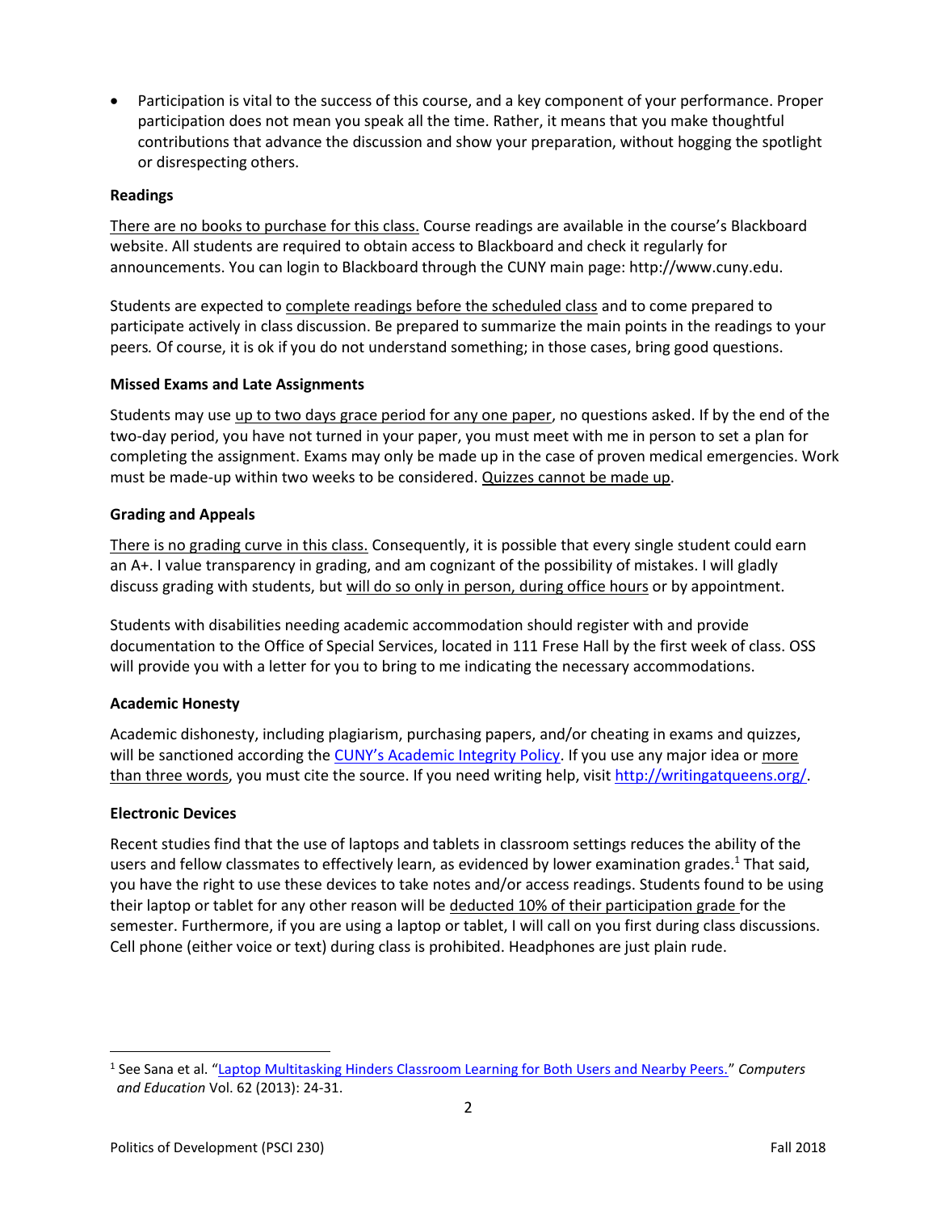- Participation is vital to the success of this course, and a key component of your performance. Proper participation does not mean you speak all the time. Rather, it means that you make thoughtful contributions that advance the discussion and show your preparation, without hogging the spotlight or disrespecting others.

**Readings**

There are no books to purchase for this class. Course readings are available in the course's Blackboard website. All students are required to obtain access to Blackboard and check it regularly for announcements. You can login to Blackboard through the CUNY main page: http://www.cuny.edu.

Students are expected to complete readings before the scheduled class and to come prepared to participate actively in class discussion. Be prepared to summarize the main points in the readings to your peers*.* Of course, it is ok if you do not understand something; in those cases, bring good questions.

**Missed Exams and Late Assignments**

Students may use up to two days grace period for any one paper, no questions asked. If by the end of the two-day period, you have not turned in your paper, you must meet with me in person to set a plan for completing the assignment. Exams may only be made up in the case of proven medical emergencies. Work must be made-up within two weeks to be considered. Quizzes cannot be made up.

**Grading and Appeals**

There is no grading curve in this class. Consequently, it is possible that every single student could earn an A+. I value transparency in grading, and am cognizant of the possibility of mistakes. I will gladly discuss grading with students, but will do so only in person, during office hours or by appointment.

Students with disabilities needing academic accommodation should register with and provide documentation to the Office of Special Services, located in 111 Frese Hall by the first week of class. OSS will provide you with a letter for you to bring to me indicating the necessary accommodations.

**Academic Honesty**

Academic dishonesty, including plagiarism, purchasing papers, and/or cheating in exams and quizzes, will be sanctioned according the CUNY's Academic Integrity Policy. If you use any major idea or more than three words, you must cite the source. If you need writing help, visit http://writingatqueens.org/.

**Electronic Devices**

Recent studies find that the use of laptops and tablets in classroom settings reduces the ability of the users and fellow classmates to effectively learn, as evidenced by lower examination grades.[1] That said, you have the right to use these devices to take notes and/or access readings. Students found to be using their laptop or tablet for any other reason will be deducted 10% of their participation grade for the semester. Furthermore, if you are using a laptop or tablet, I will call on you first during class discussions. Cell phone (either voice or text) during class is prohibited. Headphones are just plain rude.

[1] See Sana et al. "Laptop Multitasking Hinders Classroom Learning for Both Users and Nearby Peers." *Computers and Education* Vol. 62 (2013): 24-31.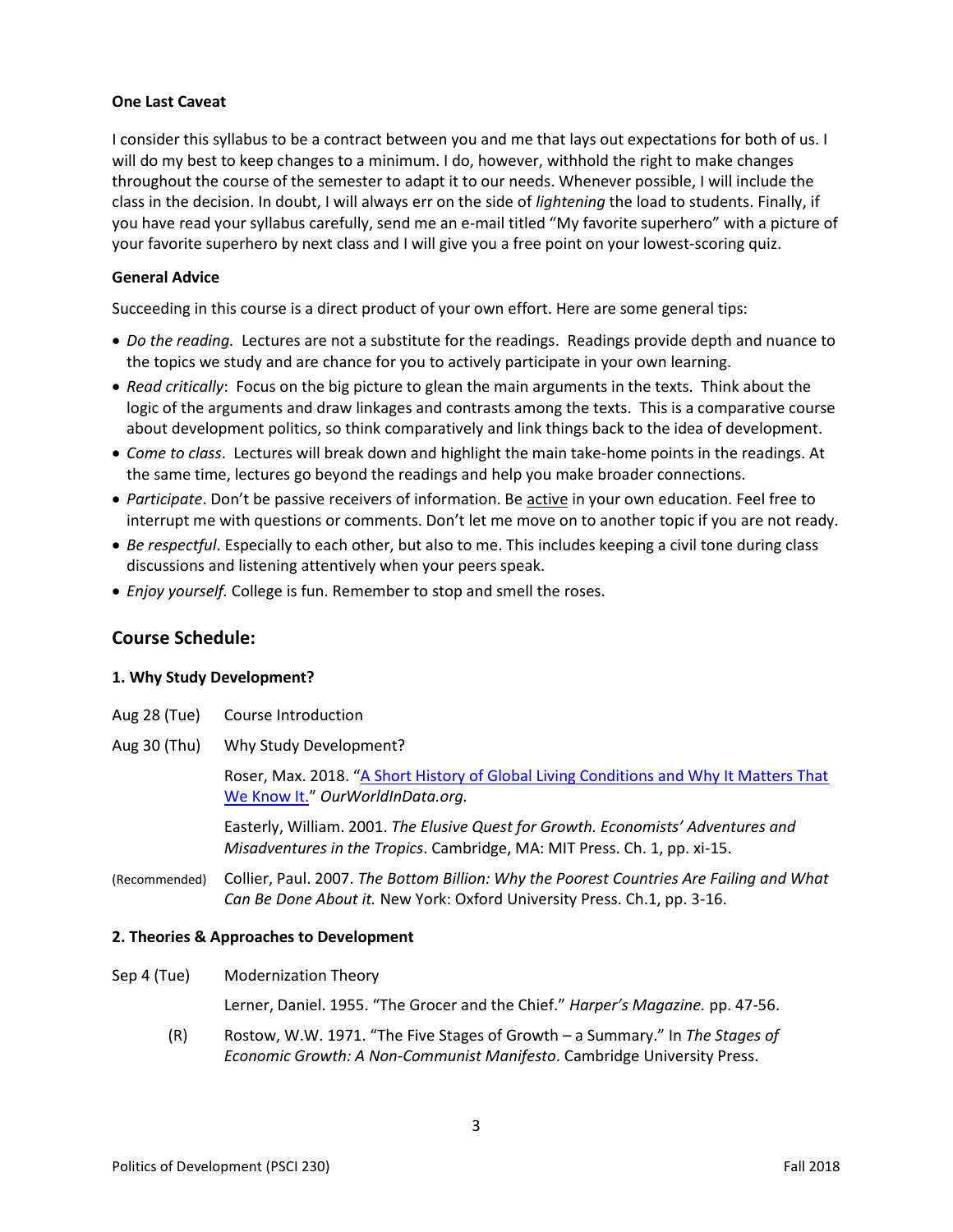**One Last Caveat**

I consider this syllabus to be a contract between you and me that lays out expectations for both of us. I will do my best to keep changes to a minimum. I do, however, withhold the right to make changes throughout the course of the semester to adapt it to our needs. Whenever possible, I will include the class in the decision. In doubt, I will always err on the side of *lightening* the load to students. Finally, if you have read your syllabus carefully, send me an e-mail titled "My favorite superhero" with a picture of your favorite superhero by next class and I will give you a free point on your lowest-scoring quiz.

**General Advice**

Succeeding in this course is a direct product of your own effort. Here are some general tips:

- *Do the reading.* Lectures are not a substitute for the readings. Readings provide depth and nuance to the topics we study and are chance for you to actively participate in your own learning.
- *Read critically*: Focus on the big picture to glean the main arguments in the texts. Think about the logic of the arguments and draw linkages and contrasts among the texts. This is a comparative course about development politics, so think comparatively and link things back to the idea of development.
- *Come to class*. Lectures will break down and highlight the main take-home points in the readings. At the same time, lectures go beyond the readings and help you make broader connections.
- *Participate*. Don't be passive receivers of information. Be <u>active</u> in your own education. Feel free to interrupt me with questions or comments. Don't let me move on to another topic if you are not ready.
- *Be respectful*. Especially to each other, but also to me. This includes keeping a civil tone during class discussions and listening attentively when your peers speak.
- *Enjoy yourself*. College is fun. Remember to stop and smell the roses.

## Course Schedule:

### 1. Why Study Development?

Aug 28 (Tue) Course Introduction

Aug 30 (Thu) Why Study Development?

Roser, Max. 2018. "A Short History of Global Living Conditions and Why It Matters That We Know It." *OurWorldInData.org.*

Easterly, William. 2001. *The Elusive Quest for Growth. Economists' Adventures and Misadventures in the Tropics*. Cambridge, MA: MIT Press. Ch. 1, pp. xi-15.

(Recommended) Collier, Paul. 2007. *The Bottom Billion: Why the Poorest Countries Are Failing and What Can Be Done About it.* New York: Oxford University Press. Ch.1, pp. 3-16.

### 2. Theories & Approaches to Development

Sep 4 (Tue) Modernization Theory

Lerner, Daniel. 1955. "The Grocer and the Chief." *Harper's Magazine.* pp. 47-56.

(R) Rostow, W.W. 1971. "The Five Stages of Growth – a Summary." In *The Stages of Economic Growth: A Non-Communist Manifesto*. Cambridge University Press.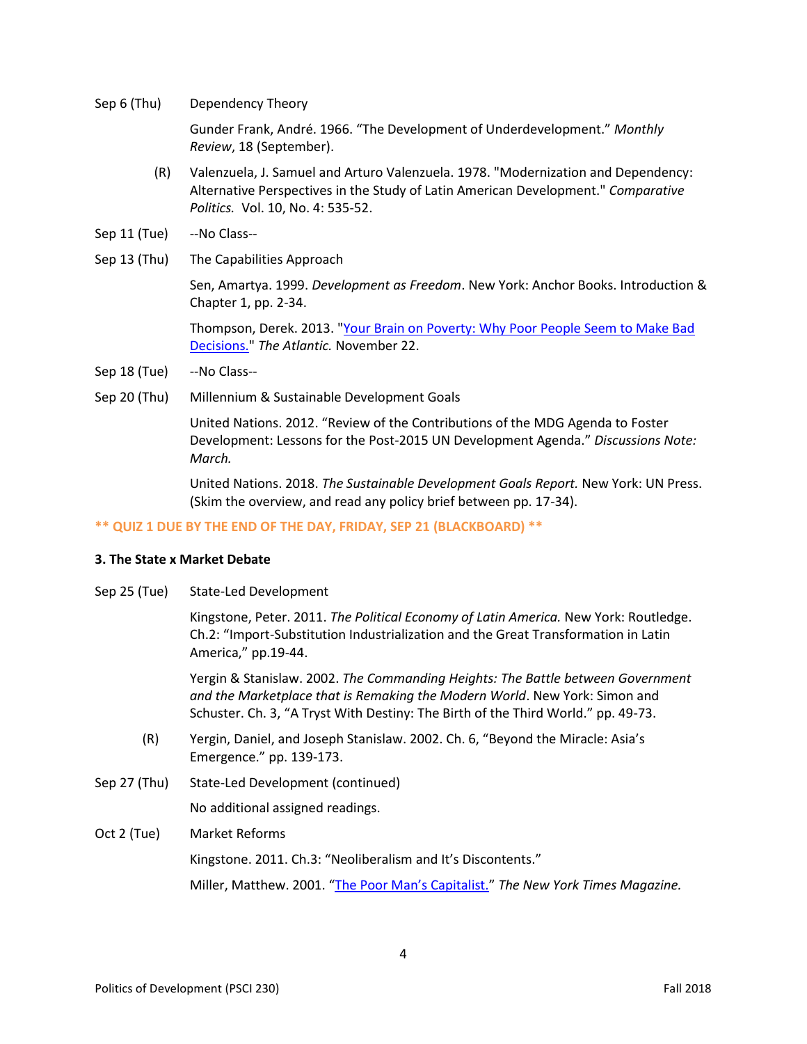Sep 6 (Thu) Dependency Theory

Gunder Frank, André. 1966. "The Development of Underdevelopment." *Monthly Review*, 18 (September).

(R) Valenzuela, J. Samuel and Arturo Valenzuela. 1978. "Modernization and Dependency: Alternative Perspectives in the Study of Latin American Development." *Comparative Politics.* Vol. 10, No. 4: 535-52.

Sep 11 (Tue) --No Class--

Sep 13 (Thu) The Capabilities Approach

Sen, Amartya. 1999. *Development as Freedom*. New York: Anchor Books. Introduction & Chapter 1, pp. 2-34.

Thompson, Derek. 2013. "[Your Brain on Poverty: Why Poor People Seem to Make Bad Decisions.]()" *The Atlantic.* November 22.

Sep 18 (Tue) --No Class--

Sep 20 (Thu) Millennium & Sustainable Development Goals

United Nations. 2012. "Review of the Contributions of the MDG Agenda to Foster Development: Lessons for the Post-2015 UN Development Agenda." *Discussions Note: March.*

United Nations. 2018. *The Sustainable Development Goals Report.* New York: UN Press. (Skim the overview, and read any policy brief between pp. 17-34).

**** QUIZ 1 DUE BY THE END OF THE DAY, FRIDAY, SEP 21 (BLACKBOARD) ****

### 3. The State x Market Debate

Sep 25 (Tue) State-Led Development

Kingstone, Peter. 2011. *The Political Economy of Latin America.* New York: Routledge. Ch.2: "Import-Substitution Industrialization and the Great Transformation in Latin America," pp.19-44.

Yergin & Stanislaw. 2002. *The Commanding Heights: The Battle between Government and the Marketplace that is Remaking the Modern World*. New York: Simon and Schuster. Ch. 3, "A Tryst With Destiny: The Birth of the Third World." pp. 49-73.

(R) Yergin, Daniel, and Joseph Stanislaw. 2002. Ch. 6, "Beyond the Miracle: Asia's Emergence." pp. 139-173.

Sep 27 (Thu) State-Led Development (continued)

No additional assigned readings.

Oct 2 (Tue) Market Reforms

Kingstone. 2011. Ch.3: "Neoliberalism and It's Discontents."

Miller, Matthew. 2001. "[The Poor Man's Capitalist.]()" *The New York Times Magazine.*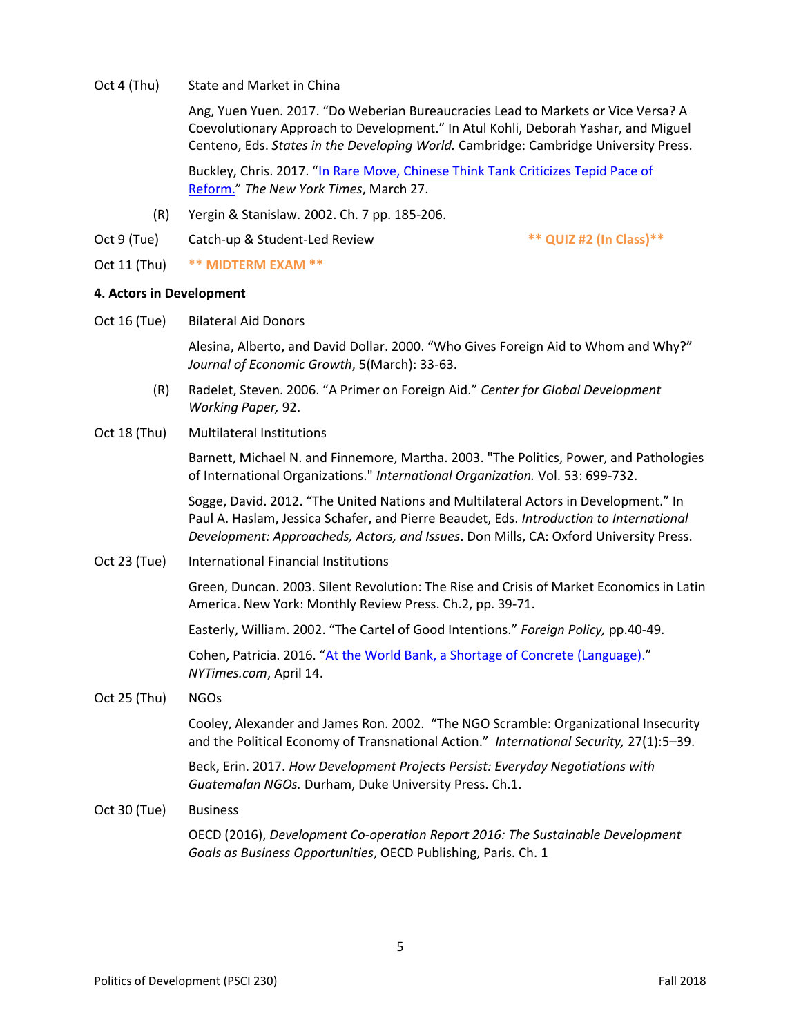Oct 4 (Thu) State and Market in China

Ang, Yuen Yuen. 2017. "Do Weberian Bureaucracies Lead to Markets or Vice Versa? A Coevolutionary Approach to Development." In Atul Kohli, Deborah Yashar, and Miguel Centeno, Eds. *States in the Developing World.* Cambridge: Cambridge University Press.

Buckley, Chris. 2017. "[In Rare Move, Chinese Think Tank Criticizes Tepid Pace of Reform.]()" *The New York Times*, March 27.

(R) Yergin & Stanislaw. 2002. Ch. 7 pp. 185-206.

Oct 9 (Tue) Catch-up & Student-Led Review **\*\* QUIZ #2 (In Class)\*\***

Oct 11 (Thu) **\*\* MIDTERM EXAM \*\***

**4. Actors in Development**

Oct 16 (Tue) Bilateral Aid Donors

Alesina, Alberto, and David Dollar. 2000. "Who Gives Foreign Aid to Whom and Why?" *Journal of Economic Growth*, 5(March): 33-63.

(R) Radelet, Steven. 2006. "A Primer on Foreign Aid." *Center for Global Development Working Paper,* 92.

Oct 18 (Thu) Multilateral Institutions

Barnett, Michael N. and Finnemore, Martha. 2003. "The Politics, Power, and Pathologies of International Organizations." *International Organization.* Vol. 53: 699-732.

Sogge, David. 2012. "The United Nations and Multilateral Actors in Development." In Paul A. Haslam, Jessica Schafer, and Pierre Beaudet, Eds. *Introduction to International Development: Approachesd, Actors, and Issues*. Don Mills, CA: Oxford University Press.

Oct 23 (Tue) International Financial Institutions

Green, Duncan. 2003. Silent Revolution: The Rise and Crisis of Market Economics in Latin America. New York: Monthly Review Press. Ch.2, pp. 39-71.

Easterly, William. 2002. "The Cartel of Good Intentions." *Foreign Policy,* pp.40-49.

Cohen, Patricia. 2016. "[At the World Bank, a Shortage of Concrete (Language).]()" *NYTimes.com*, April 14.

Oct 25 (Thu) NGOs

Cooley, Alexander and James Ron. 2002. "The NGO Scramble: Organizational Insecurity and the Political Economy of Transnational Action." *International Security,* 27(1):5–39.

Beck, Erin. 2017. *How Development Projects Persist: Everyday Negotiations with Guatemalan NGOs.* Durham, Duke University Press. Ch.1.

Oct 30 (Tue) Business

OECD (2016), *Development Co-operation Report 2016: The Sustainable Development Goals as Business Opportunities*, OECD Publishing, Paris. Ch. 1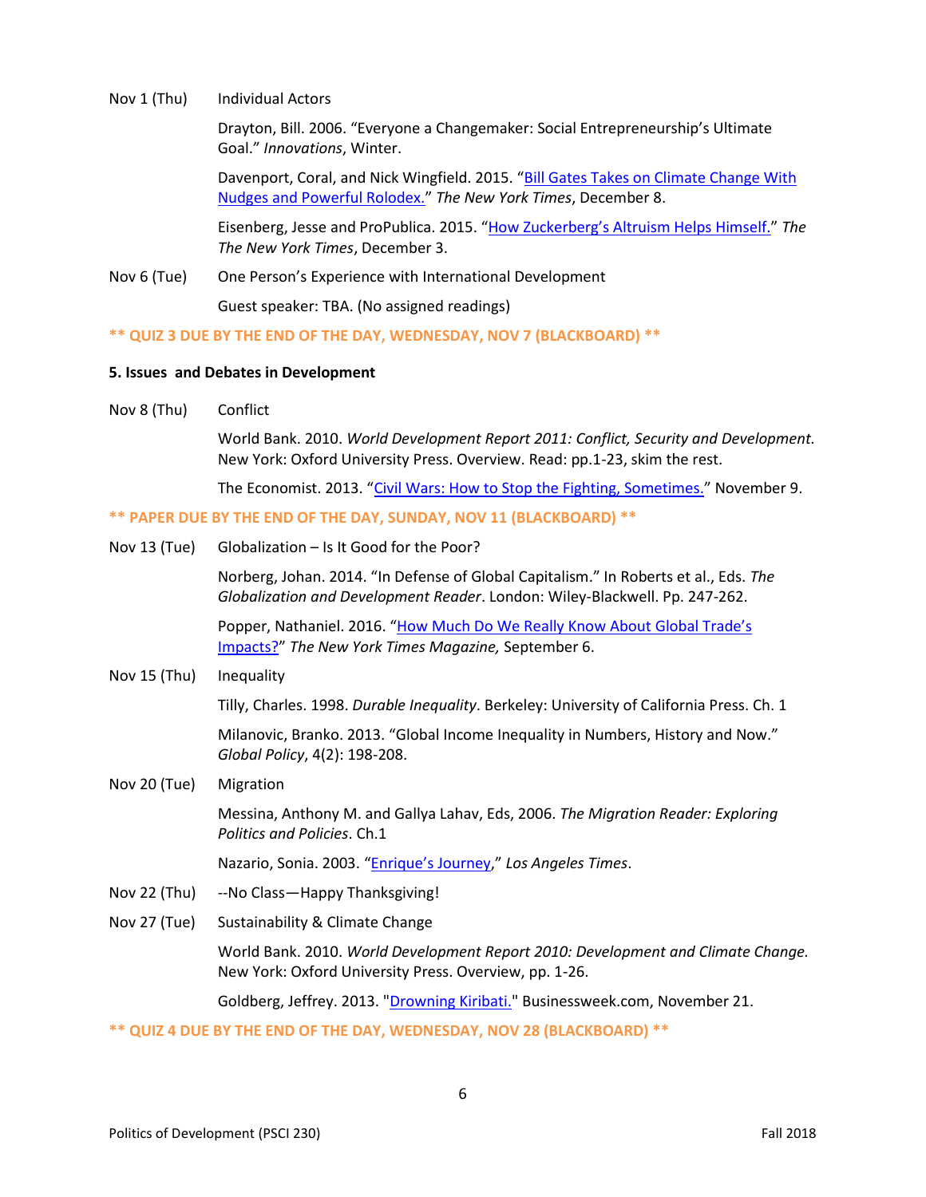Nov 1 (Thu) Individual Actors

Drayton, Bill. 2006. “Everyone a Changemaker: Social Entrepreneurship’s Ultimate Goal.” *Innovations*, Winter.

Davenport, Coral, and Nick Wingfield. 2015. “Bill Gates Takes on Climate Change With Nudges and Powerful Rolodex.” *The New York Times*, December 8.

Eisenberg, Jesse and ProPublica. 2015. “How Zuckerberg’s Altruism Helps Himself.” *The The New York Times*, December 3.

Nov 6 (Tue) One Person’s Experience with International Development

Guest speaker: TBA. (No assigned readings)

**\*\* QUIZ 3 DUE BY THE END OF THE DAY, WEDNESDAY, NOV 7 (BLACKBOARD) \*\***

**5. Issues and Debates in Development**

Nov 8 (Thu) Conflict

World Bank. 2010. *World Development Report 2011: Conflict, Security and Development.* New York: Oxford University Press. Overview. Read: pp.1-23, skim the rest.

The Economist. 2013. “Civil Wars: How to Stop the Fighting, Sometimes.” November 9.

**\*\* PAPER DUE BY THE END OF THE DAY, SUNDAY, NOV 11 (BLACKBOARD) \*\***

Nov 13 (Tue) Globalization – Is It Good for the Poor?

Norberg, Johan. 2014. “In Defense of Global Capitalism.” In Roberts et al., Eds. *The Globalization and Development Reader*. London: Wiley-Blackwell. Pp. 247-262.

Popper, Nathaniel. 2016. “How Much Do We Really Know About Global Trade’s Impacts?” *The New York Times Magazine,* September 6.

Nov 15 (Thu) Inequality

Tilly, Charles. 1998. *Durable Inequality*. Berkeley: University of California Press. Ch. 1

Milanovic, Branko. 2013. “Global Income Inequality in Numbers, History and Now.” *Global Policy*, 4(2): 198-208.

Nov 20 (Tue) Migration

Messina, Anthony M. and Gallya Lahav, Eds, 2006. *The Migration Reader: Exploring Politics and Policies*. Ch.1

Nazario, Sonia. 2003. “Enrique’s Journey,” *Los Angeles Times*.

Nov 22 (Thu) --No Class—Happy Thanksgiving!

Nov 27 (Tue) Sustainability & Climate Change

World Bank. 2010. *World Development Report 2010: Development and Climate Change.* New York: Oxford University Press. Overview, pp. 1-26.

Goldberg, Jeffrey. 2013. "Drowning Kiribati." Businessweek.com, November 21.

**\*\* QUIZ 4 DUE BY THE END OF THE DAY, WEDNESDAY, NOV 28 (BLACKBOARD) \*\***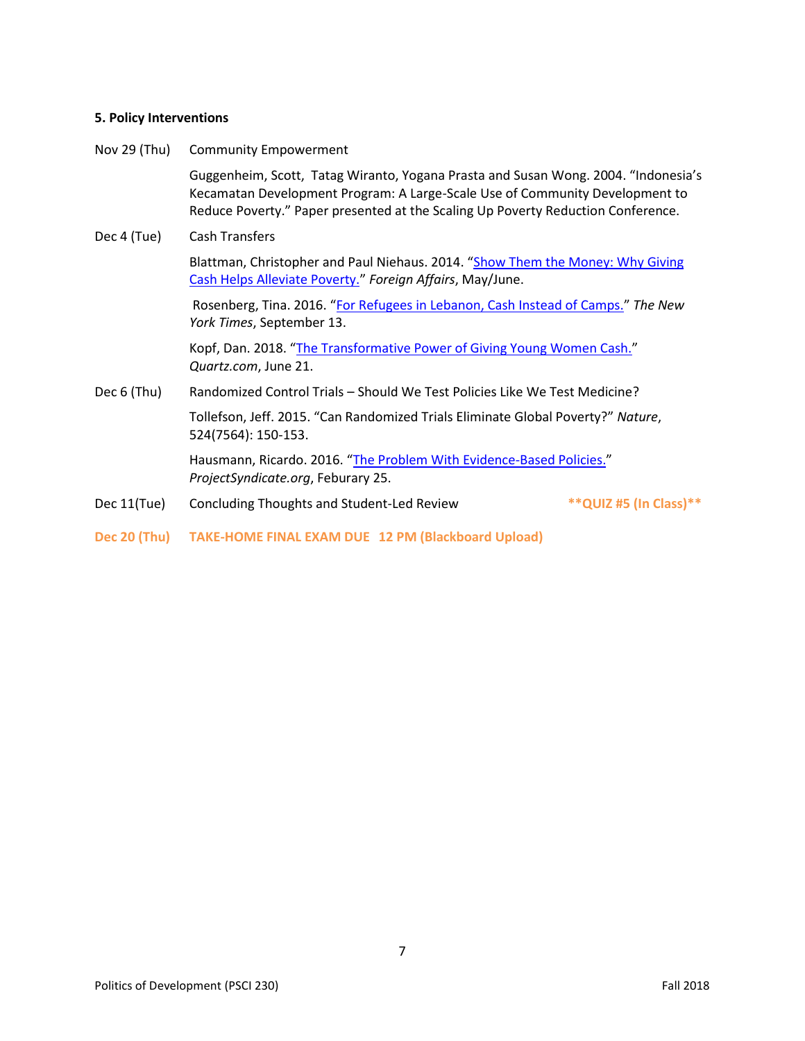**5. Policy Interventions**

Nov 29 (Thu) Community Empowerment

Guggenheim, Scott, Tatag Wiranto, Yogana Prasta and Susan Wong. 2004. "Indonesia's Kecamatan Development Program: A Large-Scale Use of Community Development to Reduce Poverty." Paper presented at the Scaling Up Poverty Reduction Conference.

Dec 4 (Tue) Cash Transfers

Blattman, Christopher and Paul Niehaus. 2014. "Show Them the Money: Why Giving Cash Helps Alleviate Poverty." *Foreign Affairs*, May/June.

Rosenberg, Tina. 2016. "For Refugees in Lebanon, Cash Instead of Camps." *The New York Times*, September 13.

Kopf, Dan. 2018. "The Transformative Power of Giving Young Women Cash." *Quartz.com*, June 21.

Dec 6 (Thu) Randomized Control Trials – Should We Test Policies Like We Test Medicine?

Tollefson, Jeff. 2015. "Can Randomized Trials Eliminate Global Poverty?" *Nature*, 524(7564): 150-153.

Hausmann, Ricardo. 2016. "The Problem With Evidence-Based Policies." *ProjectSyndicate.org*, Feburary 25.

Dec 11(Tue) Concluding Thoughts and Student-Led Review **QUIZ #5 (In Class)**

**Dec 20 (Thu) TAKE-HOME FINAL EXAM DUE 12 PM (Blackboard Upload)**